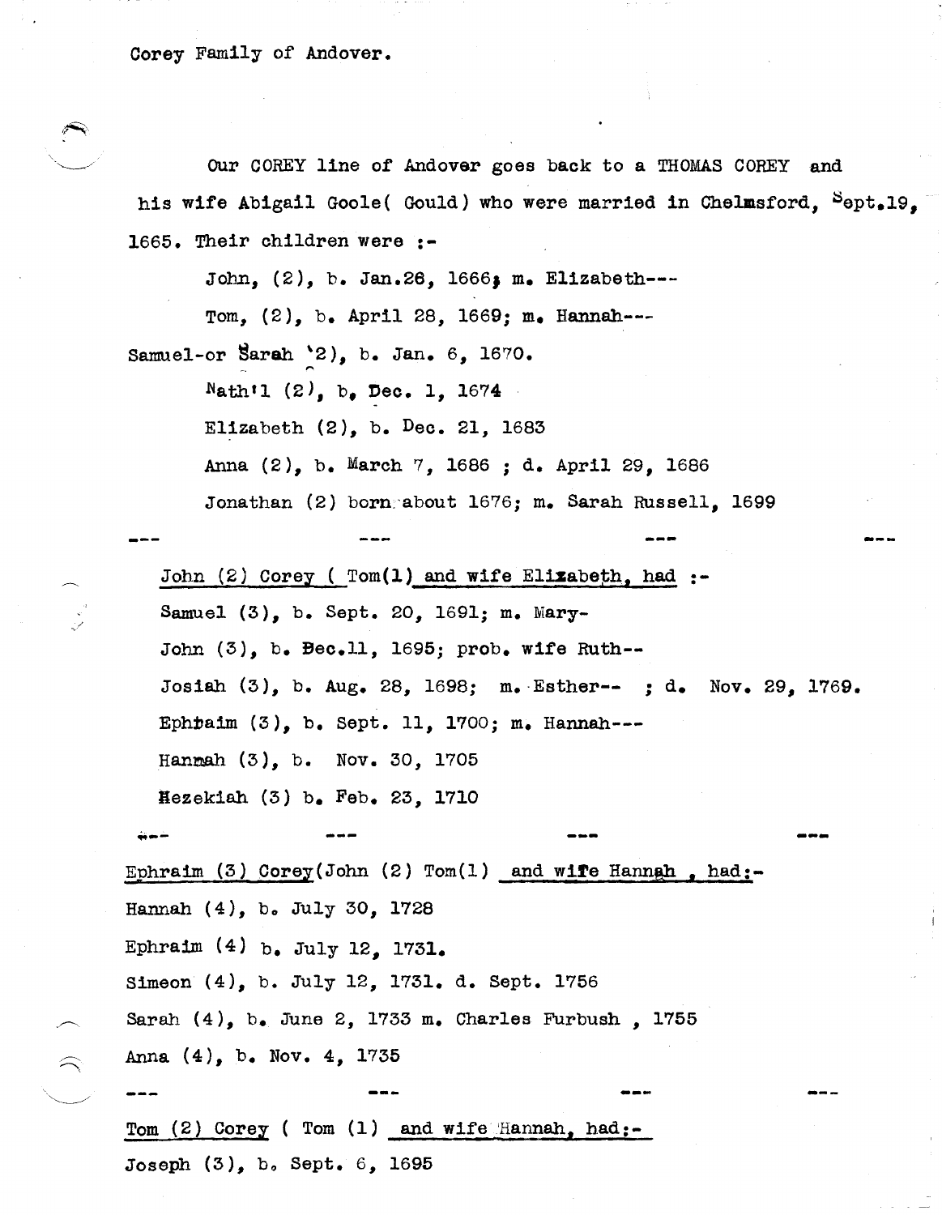Corey Family of Andover.

Our COREY line of Andover goes back to a THOMAS COREY and his wife Abigail Goole( Gould) who were married in Chelmsford, Sept.19, 1665. Their children were :-

John, (2), b. Jan.26, 1666; m. Elizabeth---

Tom, (2), b. April 28, 1669; m. Hannah---

Samuel-or Sarah (2), b. Jan. 6, 1670.

Nath'l (2), b. Dec. 1, 1674

Elizabeth (2), b. Dec. 21, 1683

Anna (2), b. March 7, 1686 ; d. April 29, 1686

Jonathan (2) born about 1676; m. Sarah Russell, 1699

--- --- --- ---

John (2) Corey ( Tom(1) and wife Elizabeth, had :-

Samuel (3), b. Sept. 20, 1691; m. Mary-

John (3), b. Dec.11, 1695; prob. wife Ruth--

Josiah (3), b. Aug. 28, 1698; m. Esther-- ; d. Nov. 29, 1769.

Ephraim (3), b. Sept. 11, 1700; m. Hannah---

Hannah (3), b. Nov. 30, 1705

Hezekiah (3) b. Feb. 23, 1710

--- --- --- ---

Ephraim (3) Corey(John (2) Tom(1) and wife Hannah , had:-

Hannah (4), b. July 30, 1728

Ephraim (4) b. July 12, 1731.

Simeon (4), b. July 12, 1731. d. Sept. 1756

Sarah (4), b. June 2, 1733 m. Charles Furbush , 1755

Anna (4), b. Nov. 4, 1735

--- --- --- ---

Tom (2) Corey ( Tom (1) and wife Hannah, had:-

Joseph (3), b. Sept. 6, 1695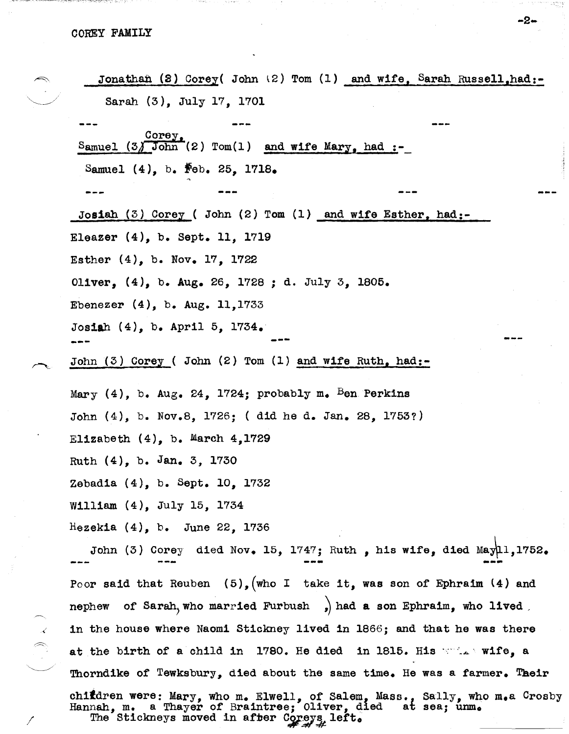Jonathan (2) Corey( John (2) Tom (1) and wife, Sarah Russell,had:-

Sarah (3), July 17, 1701

--- --- ---

Samuel (3) Corey, John (2) Tom(1) and wife Mary, had :-

Samuel (4), b. Feb. 25, 1718.

--- --- --- ---

Josiah (3) Corey ( John (2) Tom (1) and wife Esther, had:-

Eleazer (4), b. Sept. 11, 1719

Esther (4), b. Nov. 17, 1722

Oliver, (4), b. Aug. 26, 1728 ; d. July 3, 1805.

Ebenezer (4), b. Aug. 11,1733

Josiah (4), b. April 5, 1734.

--- --- ---

John (3) Corey ( John (2) Tom (1) and wife Ruth, had:-

Mary (4), b. Aug. 24, 1724; probably m. Ben Perkins

John (4), b. Nov.8, 1726; ( did he d. Jan. 28, 1753?)

Elizabeth (4), b. March 4,1729

Ruth (4), b. Jan. 3, 1730

Zebadia (4), b. Sept. 10, 1732

William (4), July 15, 1734

Hezekia (4), b. June 22, 1736

John (3) Corey died Nov. 15, 1747; Ruth , his wife, died May 11,1752.

--- --- --- ---

Poor said that Reuben (5),(who I take it, was son of Ephraim (4) and nephew of Sarah, who married Furbush ,) had a son Ephraim, who lived in the house where Naomi Stickney lived in 1866; and that he was there at the birth of a child in 1780. He died in 1815. His wife, a Thorndike of Tewksbury, died about the same time. He was a farmer. Their children were: Mary, who m. Elwell, of Salem, Mass., Sally, who m.a Crosby Hannah, m. a Thayer of Braintree; Oliver, died at sea; unm.

The Stickneys moved in after Coreys left.

###